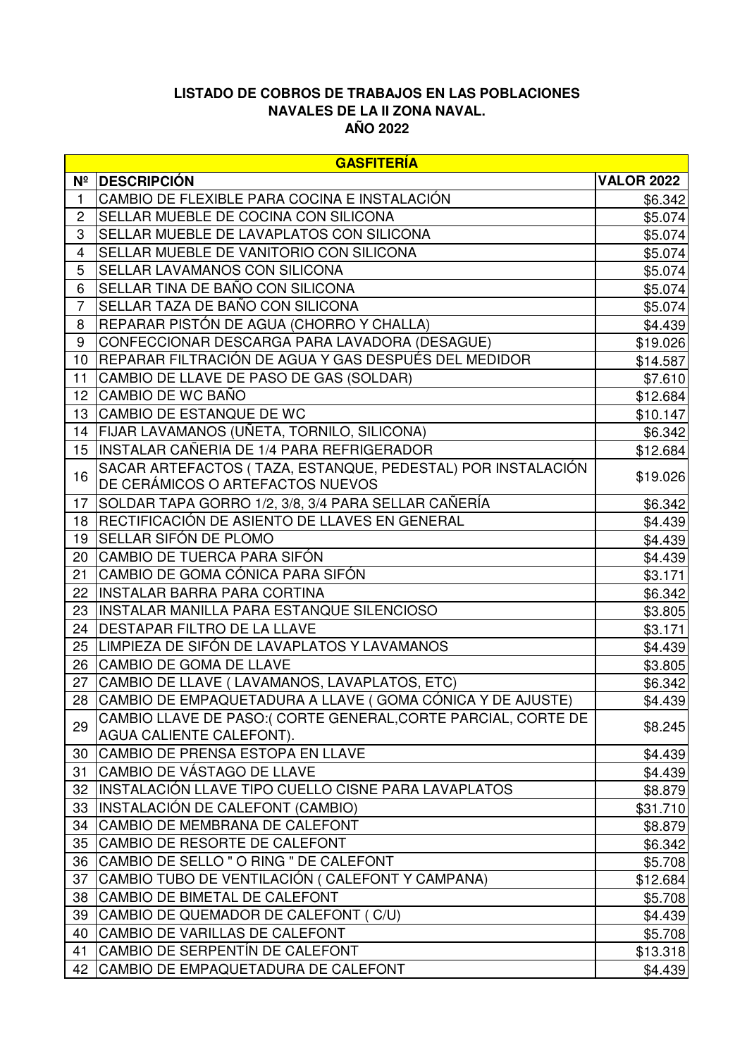**LISTADO DE COBROS DE TRABAJOS EN LAS POBLACIONES NAVALES DE LA II ZONA NAVAL.**
**AÑO 2022**

| GASFITERÍA | | |
|---|---|---|
| **Nº** | **DESCRIPCIÓN** | **VALOR 2022** |
| 1 | CAMBIO DE FLEXIBLE PARA COCINA E INSTALACIÓN | $6.342 |
| 2 | SELLAR MUEBLE DE COCINA CON SILICONA | $5.074 |
| 3 | SELLAR MUEBLE DE LAVAPLATOS CON SILICONA | $5.074 |
| 4 | SELLAR MUEBLE DE VANITORIO CON SILICONA | $5.074 |
| 5 | SELLAR LAVAMANOS CON SILICONA | $5.074 |
| 6 | SELLAR TINA DE BAÑO CON SILICONA | $5.074 |
| 7 | SELLAR TAZA DE BAÑO CON SILICONA | $5.074 |
| 8 | REPARAR PISTÓN DE AGUA (CHORRO Y CHALLA) | $4.439 |
| 9 | CONFECCIONAR DESCARGA PARA LAVADORA (DESAGUE) | $19.026 |
| 10 | REPARAR FILTRACIÓN DE AGUA Y GAS DESPUÉS DEL MEDIDOR | $14.587 |
| 11 | CAMBIO DE LLAVE DE PASO DE GAS (SOLDAR) | $7.610 |
| 12 | CAMBIO DE WC BAÑO | $12.684 |
| 13 | CAMBIO DE ESTANQUE DE WC | $10.147 |
| 14 | FIJAR LAVAMANOS (UÑETA, TORNILO, SILICONA) | $6.342 |
| 15 | INSTALAR CAÑERIA DE 1/4 PARA REFRIGERADOR | $12.684 |
| 16 | SACAR ARTEFACTOS ( TAZA, ESTANQUE, PEDESTAL) POR INSTALACIÓN DE CERÁMICOS O ARTEFACTOS NUEVOS | $19.026 |
| 17 | SOLDAR TAPA GORRO 1/2, 3/8, 3/4 PARA SELLAR CAÑERÍA | $6.342 |
| 18 | RECTIFICACIÓN DE ASIENTO DE LLAVES EN GENERAL | $4.439 |
| 19 | SELLAR SIFÓN DE PLOMO | $4.439 |
| 20 | CAMBIO DE TUERCA PARA SIFÓN | $4.439 |
| 21 | CAMBIO DE GOMA CÓNICA PARA SIFÓN | $3.171 |
| 22 | INSTALAR BARRA PARA CORTINA | $6.342 |
| 23 | INSTALAR MANILLA PARA ESTANQUE SILENCIOSO | $3.805 |
| 24 | DESTAPAR FILTRO DE LA LLAVE | $3.171 |
| 25 | LIMPIEZA DE SIFÓN DE LAVAPLATOS Y LAVAMANOS | $4.439 |
| 26 | CAMBIO DE GOMA DE LLAVE | $3.805 |
| 27 | CAMBIO DE LLAVE ( LAVAMANOS, LAVAPLATOS, ETC) | $6.342 |
| 28 | CAMBIO DE EMPAQUETADURA A LLAVE ( GOMA CÓNICA Y DE AJUSTE) | $4.439 |
| 29 | CAMBIO LLAVE DE PASO:( CORTE GENERAL,CORTE PARCIAL, CORTE DE AGUA CALIENTE CALEFONT). | $8.245 |
| 30 | CAMBIO DE PRENSA ESTOPA EN LLAVE | $4.439 |
| 31 | CAMBIO DE VÁSTAGO DE LLAVE | $4.439 |
| 32 | INSTALACIÓN LLAVE TIPO CUELLO CISNE PARA LAVAPLATOS | $8.879 |
| 33 | INSTALACIÓN DE CALEFONT (CAMBIO) | $31.710 |
| 34 | CAMBIO DE MEMBRANA DE CALEFONT | $8.879 |
| 35 | CAMBIO DE RESORTE DE CALEFONT | $6.342 |
| 36 | CAMBIO DE SELLO " O RING " DE CALEFONT | $5.708 |
| 37 | CAMBIO TUBO DE VENTILACIÓN ( CALEFONT Y CAMPANA) | $12.684 |
| 38 | CAMBIO DE BIMETAL DE CALEFONT | $5.708 |
| 39 | CAMBIO DE QUEMADOR DE CALEFONT ( C/U) | $4.439 |
| 40 | CAMBIO DE VARILLAS DE CALEFONT | $5.708 |
| 41 | CAMBIO DE SERPENTÍN DE CALEFONT | $13.318 |
| 42 | CAMBIO DE EMPAQUETADURA DE CALEFONT | $4.439 |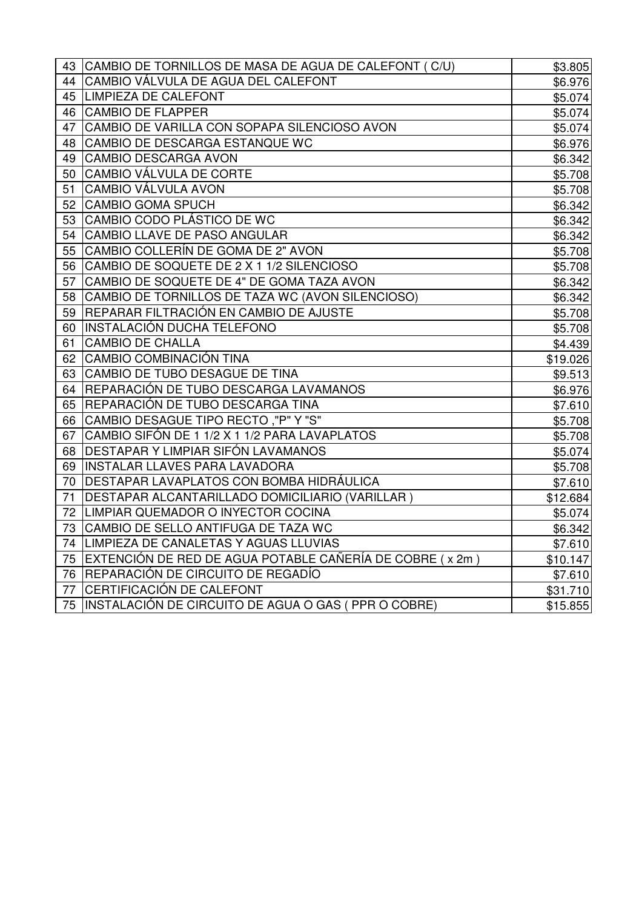| | | |
|---|---|---|
| 43 | CAMBIO DE TORNILLOS DE MASA DE AGUA DE CALEFONT ( C/U) | $3.805 |
| 44 | CAMBIO VÁLVULA DE AGUA DEL CALEFONT | $6.976 |
| 45 | LIMPIEZA DE CALEFONT | $5.074 |
| 46 | CAMBIO DE FLAPPER | $5.074 |
| 47 | CAMBIO DE VARILLA CON SOPAPA SILENCIOSO AVON | $5.074 |
| 48 | CAMBIO DE DESCARGA ESTANQUE WC | $6.976 |
| 49 | CAMBIO DESCARGA AVON | $6.342 |
| 50 | CAMBIO VÁLVULA DE CORTE | $5.708 |
| 51 | CAMBIO VÁLVULA AVON | $5.708 |
| 52 | CAMBIO GOMA SPUCH | $6.342 |
| 53 | CAMBIO CODO PLÁSTICO DE WC | $6.342 |
| 54 | CAMBIO LLAVE DE PASO ANGULAR | $6.342 |
| 55 | CAMBIO COLLERÍN DE GOMA DE 2" AVON | $5.708 |
| 56 | CAMBIO DE SOQUETE DE 2 X 1 1/2 SILENCIOSO | $5.708 |
| 57 | CAMBIO DE SOQUETE DE 4" DE GOMA TAZA AVON | $6.342 |
| 58 | CAMBIO DE TORNILLOS DE TAZA WC (AVON SILENCIOSO) | $6.342 |
| 59 | REPARAR FILTRACIÓN EN CAMBIO DE AJUSTE | $5.708 |
| 60 | INSTALACIÓN DUCHA TELEFONO | $5.708 |
| 61 | CAMBIO DE CHALLA | $4.439 |
| 62 | CAMBIO COMBINACIÓN TINA | $19.026 |
| 63 | CAMBIO DE TUBO DESAGUE DE TINA | $9.513 |
| 64 | REPARACIÓN DE TUBO DESCARGA LAVAMANOS | $6.976 |
| 65 | REPARACIÓN DE TUBO DESCARGA TINA | $7.610 |
| 66 | CAMBIO DESAGUE TIPO RECTO ,"P" Y "S" | $5.708 |
| 67 | CAMBIO SIFÓN DE 1 1/2 X 1 1/2 PARA LAVAPLATOS | $5.708 |
| 68 | DESTAPAR Y LIMPIAR SIFÓN LAVAMANOS | $5.074 |
| 69 | INSTALAR LLAVES PARA LAVADORA | $5.708 |
| 70 | DESTAPAR LAVAPLATOS CON BOMBA HIDRÁULICA | $7.610 |
| 71 | DESTAPAR ALCANTARILLADO DOMICILIARIO (VARILLAR ) | $12.684 |
| 72 | LIMPIAR QUEMADOR O INYECTOR COCINA | $5.074 |
| 73 | CAMBIO DE SELLO ANTIFUGA DE TAZA WC | $6.342 |
| 74 | LIMPIEZA DE CANALETAS Y AGUAS LLUVIAS | $7.610 |
| 75 | EXTENCIÓN DE RED DE AGUA POTABLE CAÑERÍA DE COBRE ( x 2m ) | $10.147 |
| 76 | REPARACIÓN DE CIRCUITO DE REGADÍO | $7.610 |
| 77 | CERTIFICACIÓN DE CALEFONT | $31.710 |
| 75 | INSTALACIÓN DE CIRCUITO DE AGUA O GAS ( PPR O COBRE) | $15.855 |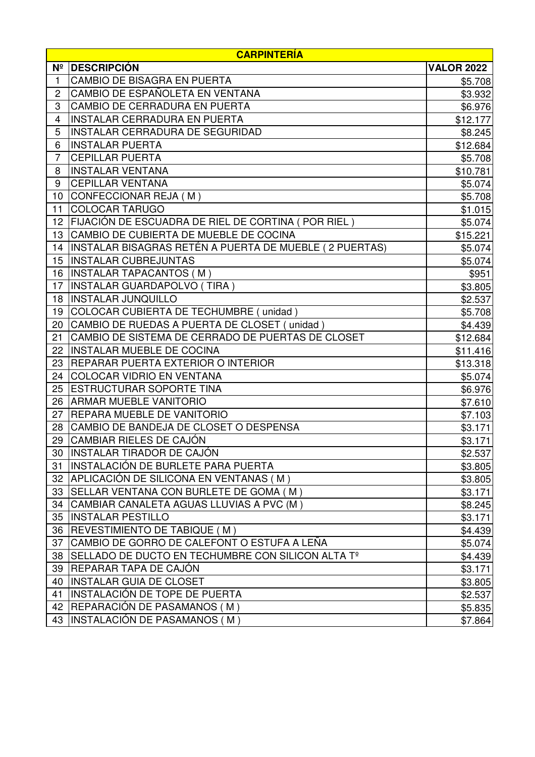| CARPINTERÍA | | |
|---|---|---|
| **Nº** | **DESCRIPCIÓN** | **VALOR 2022** |
| 1 | CAMBIO DE BISAGRA EN PUERTA | $5.708 |
| 2 | CAMBIO DE ESPAÑOLETA EN VENTANA | $3.932 |
| 3 | CAMBIO DE CERRADURA EN PUERTA | $6.976 |
| 4 | INSTALAR CERRADURA EN PUERTA | $12.177 |
| 5 | INSTALAR CERRADURA DE SEGURIDAD | $8.245 |
| 6 | INSTALAR PUERTA | $12.684 |
| 7 | CEPILLAR PUERTA | $5.708 |
| 8 | INSTALAR VENTANA | $10.781 |
| 9 | CEPILLAR VENTANA | $5.074 |
| 10 | CONFECCIONAR REJA ( M ) | $5.708 |
| 11 | COLOCAR TARUGO | $1.015 |
| 12 | FIJACIÓN DE ESCUADRA DE RIEL DE CORTINA ( POR RIEL ) | $5.074 |
| 13 | CAMBIO DE CUBIERTA DE MUEBLE DE COCINA | $15.221 |
| 14 | INSTALAR BISAGRAS RETÉN A PUERTA DE MUEBLE ( 2 PUERTAS) | $5.074 |
| 15 | INSTALAR CUBREJUNTAS | $5.074 |
| 16 | INSTALAR TAPACANTOS ( M ) | $951 |
| 17 | INSTALAR GUARDAPOLVO ( TIRA ) | $3.805 |
| 18 | INSTALAR JUNQUILLO | $2.537 |
| 19 | COLOCAR CUBIERTA DE TECHUMBRE ( unidad ) | $5.708 |
| 20 | CAMBIO DE RUEDAS A PUERTA DE CLOSET ( unidad ) | $4.439 |
| 21 | CAMBIO DE SISTEMA DE CERRADO DE PUERTAS DE CLOSET | $12.684 |
| 22 | INSTALAR MUEBLE DE COCINA | $11.416 |
| 23 | REPARAR PUERTA EXTERIOR O INTERIOR | $13.318 |
| 24 | COLOCAR VIDRIO EN VENTANA | $5.074 |
| 25 | ESTRUCTURAR SOPORTE TINA | $6.976 |
| 26 | ARMAR MUEBLE VANITORIO | $7.610 |
| 27 | REPARA MUEBLE DE VANITORIO | $7.103 |
| 28 | CAMBIO DE BANDEJA DE CLOSET O DESPENSA | $3.171 |
| 29 | CAMBIAR RIELES DE CAJÓN | $3.171 |
| 30 | INSTALAR TIRADOR DE CAJÓN | $2.537 |
| 31 | INSTALACIÓN DE BURLETE PARA PUERTA | $3.805 |
| 32 | APLICACIÓN DE SILICONA EN VENTANAS ( M ) | $3.805 |
| 33 | SELLAR VENTANA CON BURLETE DE GOMA ( M ) | $3.171 |
| 34 | CAMBIAR CANALETA AGUAS LLUVIAS A PVC (M ) | $8.245 |
| 35 | INSTALAR PESTILLO | $3.171 |
| 36 | REVESTIMIENTO DE TABIQUE ( M ) | $4.439 |
| 37 | CAMBIO DE GORRO DE CALEFONT O ESTUFA A LEÑA | $5.074 |
| 38 | SELLADO DE DUCTO EN TECHUMBRE CON SILICON ALTA Tº | $4.439 |
| 39 | REPARAR TAPA DE CAJÓN | $3.171 |
| 40 | INSTALAR GUIA DE CLOSET | $3.805 |
| 41 | INSTALACIÓN DE TOPE DE PUERTA | $2.537 |
| 42 | REPARACIÓN DE PASAMANOS ( M ) | $5.835 |
| 43 | INSTALACIÓN DE PASAMANOS ( M ) | $7.864 |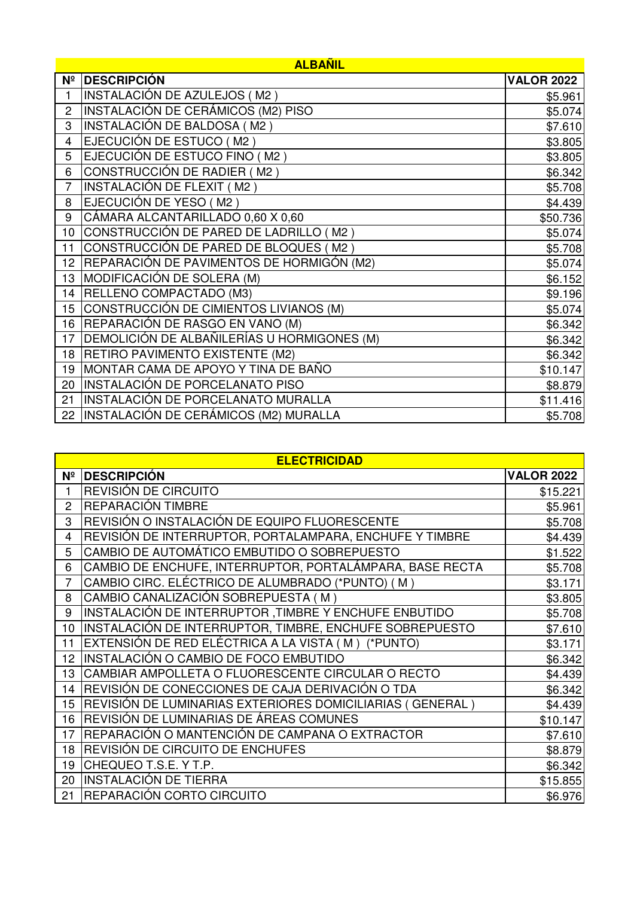| ALBAÑIL | | |
|---|---|---|
| **Nº** | **DESCRIPCIÓN** | **VALOR 2022** |
| 1 | INSTALACIÓN DE AZULEJOS ( M2 ) | $5.961 |
| 2 | INSTALACIÓN DE CERÁMICOS (M2) PISO | $5.074 |
| 3 | INSTALACIÓN DE BALDOSA ( M2 ) | $7.610 |
| 4 | EJECUCIÓN DE ESTUCO ( M2 ) | $3.805 |
| 5 | EJECUCIÓN DE ESTUCO FINO ( M2 ) | $3.805 |
| 6 | CONSTRUCCIÓN DE RADIER ( M2 ) | $6.342 |
| 7 | INSTALACIÓN DE FLEXIT ( M2 ) | $5.708 |
| 8 | EJECUCIÓN DE YESO ( M2 ) | $4.439 |
| 9 | CÁMARA ALCANTARILLADO 0,60 X 0,60 | $50.736 |
| 10 | CONSTRUCCIÓN DE PARED DE LADRILLO ( M2 ) | $5.074 |
| 11 | CONSTRUCCIÓN DE PARED DE BLOQUES ( M2 ) | $5.708 |
| 12 | REPARACIÓN DE PAVIMENTOS DE HORMIGÓN (M2) | $5.074 |
| 13 | MODIFICACIÓN DE SOLERA (M) | $6.152 |
| 14 | RELLENO COMPACTADO (M3) | $9.196 |
| 15 | CONSTRUCCIÓN DE CIMIENTOS LIVIANOS (M) | $5.074 |
| 16 | REPARACIÓN DE RASGO EN VANO (M) | $6.342 |
| 17 | DEMOLICIÓN DE ALBAÑILERÍAS U HORMIGONES (M) | $6.342 |
| 18 | RETIRO PAVIMENTO EXISTENTE (M2) | $6.342 |
| 19 | MONTAR CAMA DE APOYO Y TINA DE BAÑO | $10.147 |
| 20 | INSTALACIÓN DE PORCELANATO PISO | $8.879 |
| 21 | INSTALACIÓN DE PORCELANATO MURALLA | $11.416 |
| 22 | INSTALACIÓN DE CERÁMICOS (M2) MURALLA | $5.708 |

| ELECTRICIDAD | | |
|---|---|---|
| **Nº** | **DESCRIPCIÓN** | **VALOR 2022** |
| 1 | REVISIÓN DE CIRCUITO | $15.221 |
| 2 | REPARACIÓN TIMBRE | $5.961 |
| 3 | REVISIÓN O INSTALACIÓN DE EQUIPO FLUORESCENTE | $5.708 |
| 4 | REVISIÓN DE INTERRUPTOR, PORTALAMPARA, ENCHUFE Y TIMBRE | $4.439 |
| 5 | CAMBIO DE AUTOMÁTICO EMBUTIDO O SOBREPUESTO | $1.522 |
| 6 | CAMBIO DE ENCHUFE, INTERRUPTOR, PORTALÁMPARA, BASE RECTA | $5.708 |
| 7 | CAMBIO CIRC. ELÉCTRICO DE ALUMBRADO (*PUNTO) ( M ) | $3.171 |
| 8 | CAMBIO CANALIZACIÓN SOBREPUESTA ( M ) | $3.805 |
| 9 | INSTALACIÓN DE INTERRUPTOR ,TIMBRE Y ENCHUFE ENBUTIDO | $5.708 |
| 10 | INSTALACIÓN DE INTERRUPTOR, TIMBRE, ENCHUFE SOBREPUESTO | $7.610 |
| 11 | EXTENSIÓN DE RED ELÉCTRICA A LA VISTA ( M ) (*PUNTO) | $3.171 |
| 12 | INSTALACIÓN O CAMBIO DE FOCO EMBUTIDO | $6.342 |
| 13 | CAMBIAR AMPOLLETA O FLUORESCENTE CIRCULAR O RECTO | $4.439 |
| 14 | REVISIÓN DE CONECCIONES DE CAJA DERIVACIÓN O TDA | $6.342 |
| 15 | REVISIÓN DE LUMINARIAS EXTERIORES DOMICILIARIAS ( GENERAL ) | $4.439 |
| 16 | REVISIÓN DE LUMINARIAS DE ÁREAS COMUNES | $10.147 |
| 17 | REPARACIÓN O MANTENCIÓN DE CAMPANA O EXTRACTOR | $7.610 |
| 18 | REVISIÓN DE CIRCUITO DE ENCHUFES | $8.879 |
| 19 | CHEQUEO T.S.E. Y T.P. | $6.342 |
| 20 | INSTALACIÓN DE TIERRA | $15.855 |
| 21 | REPARACIÓN CORTO CIRCUITO | $6.976 |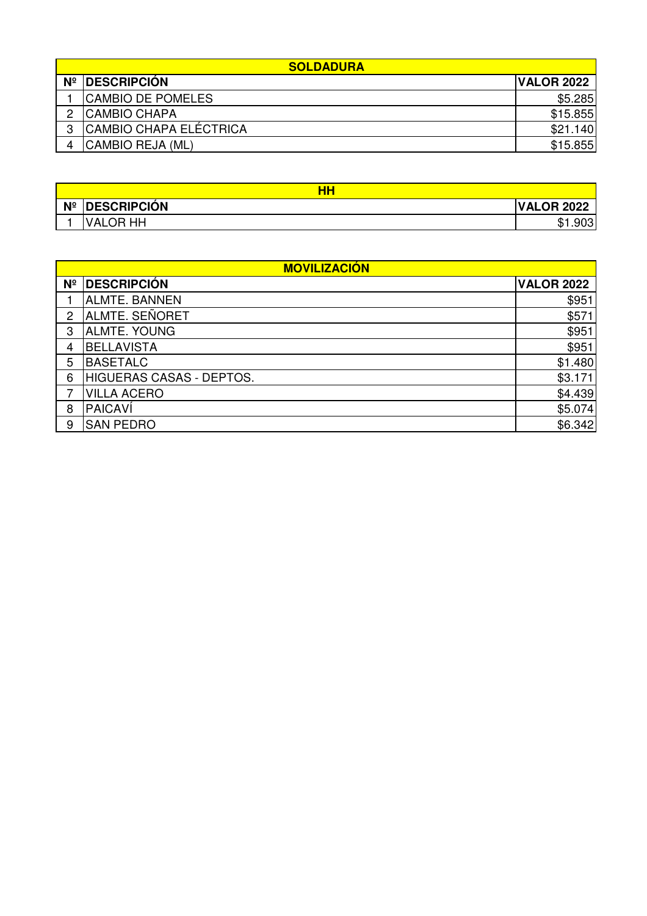| SOLDADURA | | |
| --- | --- | --- |
| Nº | DESCRIPCIÓN | VALOR 2022 |
| 1 | CAMBIO DE POMELES | $5.285 |
| 2 | CAMBIO CHAPA | $15.855 |
| 3 | CAMBIO CHAPA ELÉCTRICA | $21.140 |
| 4 | CAMBIO REJA (ML) | $15.855 |

| HH | | |
| --- | --- | --- |
| Nº | DESCRIPCIÓN | VALOR 2022 |
| 1 | VALOR HH | $1.903 |

| MOVILIZACIÓN | | |
| --- | --- | --- |
| Nº | DESCRIPCIÓN | VALOR 2022 |
| 1 | ALMTE. BANNEN | $951 |
| 2 | ALMTE. SEÑORET | $571 |
| 3 | ALMTE. YOUNG | $951 |
| 4 | BELLAVISTA | $951 |
| 5 | BASETALC | $1.480 |
| 6 | HIGUERAS CASAS - DEPTOS. | $3.171 |
| 7 | VILLA ACERO | $4.439 |
| 8 | PAICAVÍ | $5.074 |
| 9 | SAN PEDRO | $6.342 |